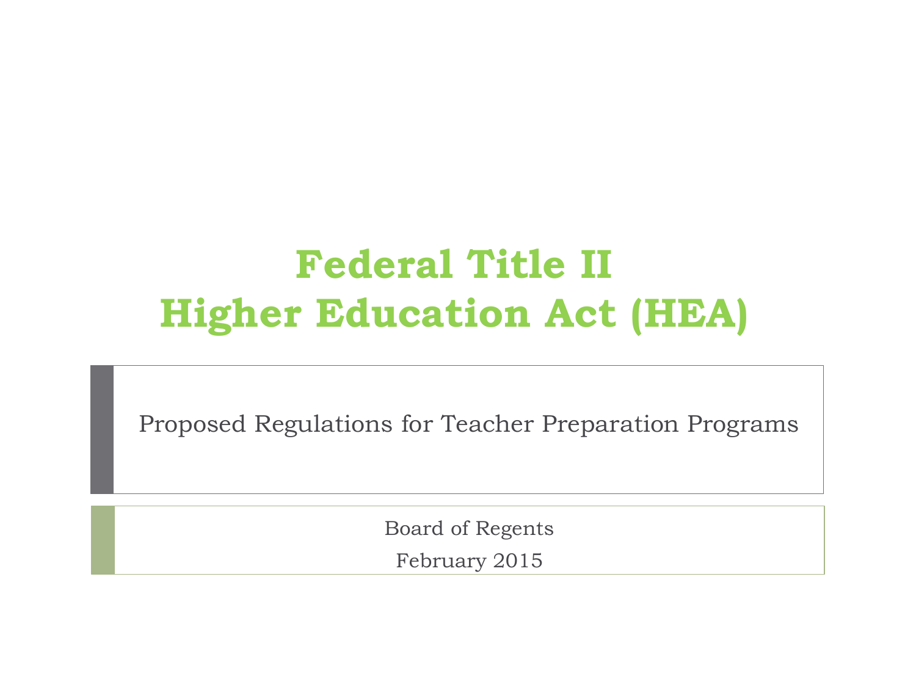# Federal Title II
# Higher Education Act (HEA)

Proposed Regulations for Teacher Preparation Programs

Board of Regents

February 2015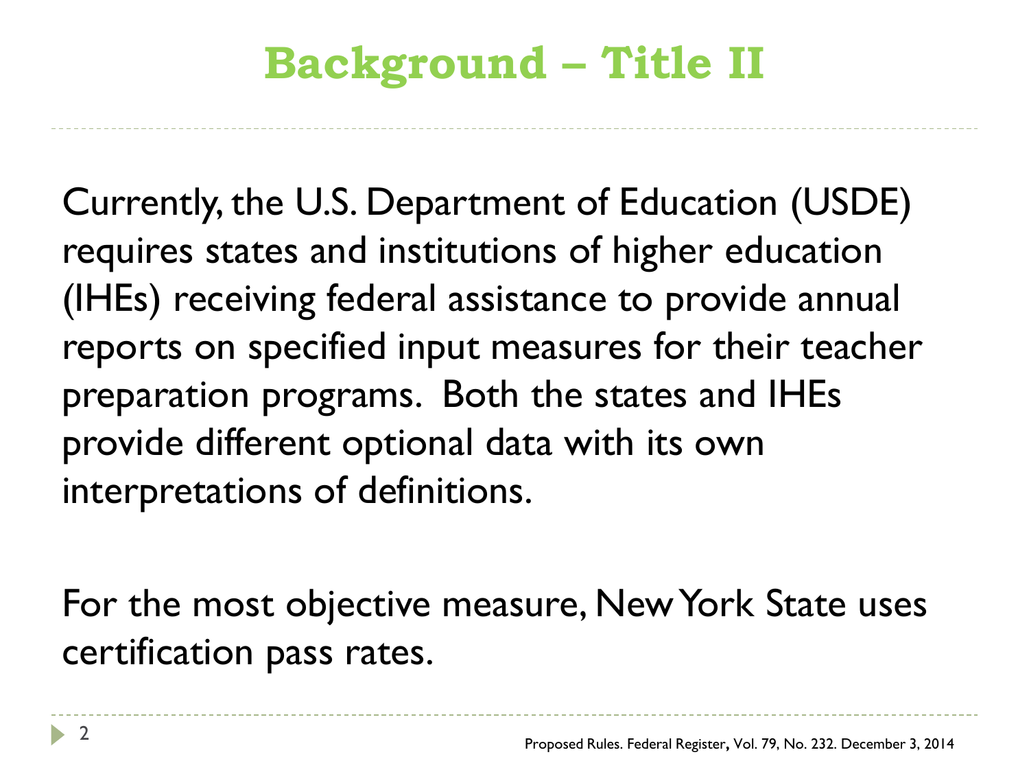# Background – Title II

Currently, the U.S. Department of Education (USDE) requires states and institutions of higher education (IHEs) receiving federal assistance to provide annual reports on specified input measures for their teacher preparation programs. Both the states and IHEs provide different optional data with its own interpretations of definitions.

For the most objective measure, New York State uses certification pass rates.

Proposed Rules. Federal Register, Vol. 79, No. 232. December 3, 2014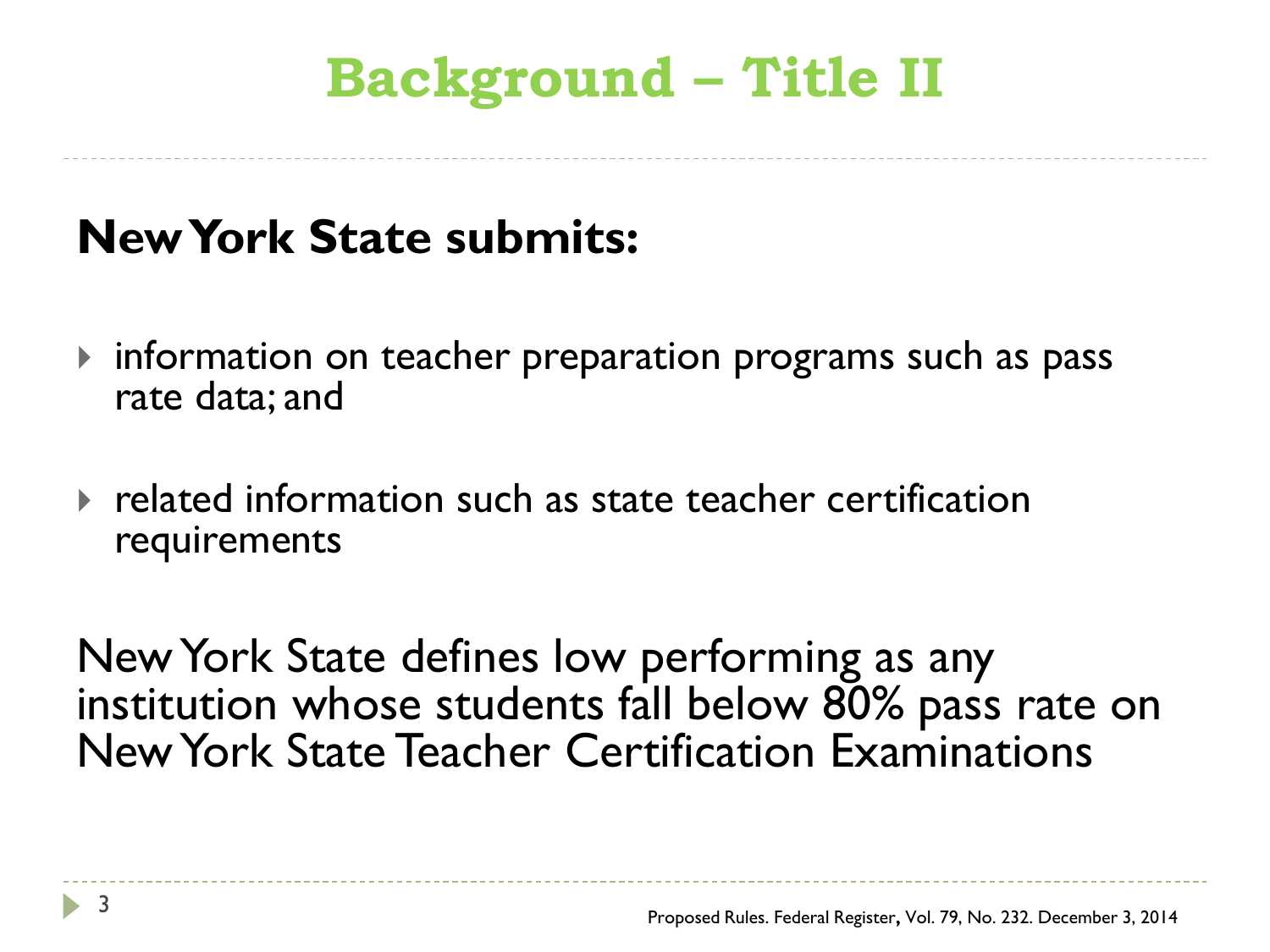# Background – Title II

**New York State submits:**

- information on teacher preparation programs such as pass rate data; and
- related information such as state teacher certification requirements

New York State defines low performing as any institution whose students fall below 80% pass rate on New York State Teacher Certification Examinations

Proposed Rules. Federal Register, Vol. 79, No. 232. December 3, 2014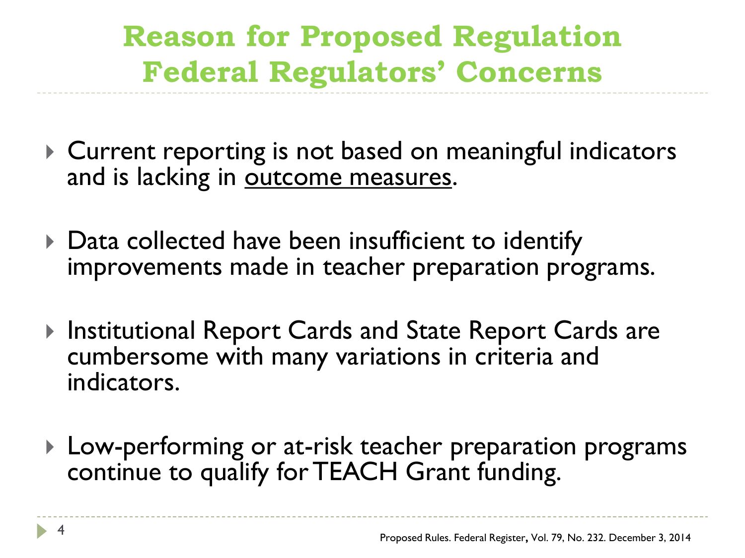# Reason for Proposed Regulation
# Federal Regulators' Concerns

- Current reporting is not based on meaningful indicators and is lacking in <u>outcome measures</u>.
- Data collected have been insufficient to identify improvements made in teacher preparation programs.
- Institutional Report Cards and State Report Cards are cumbersome with many variations in criteria and indicators.
- Low-performing or at-risk teacher preparation programs continue to qualify for TEACH Grant funding.

Proposed Rules. Federal Register, Vol. 79, No. 232. December 3, 2014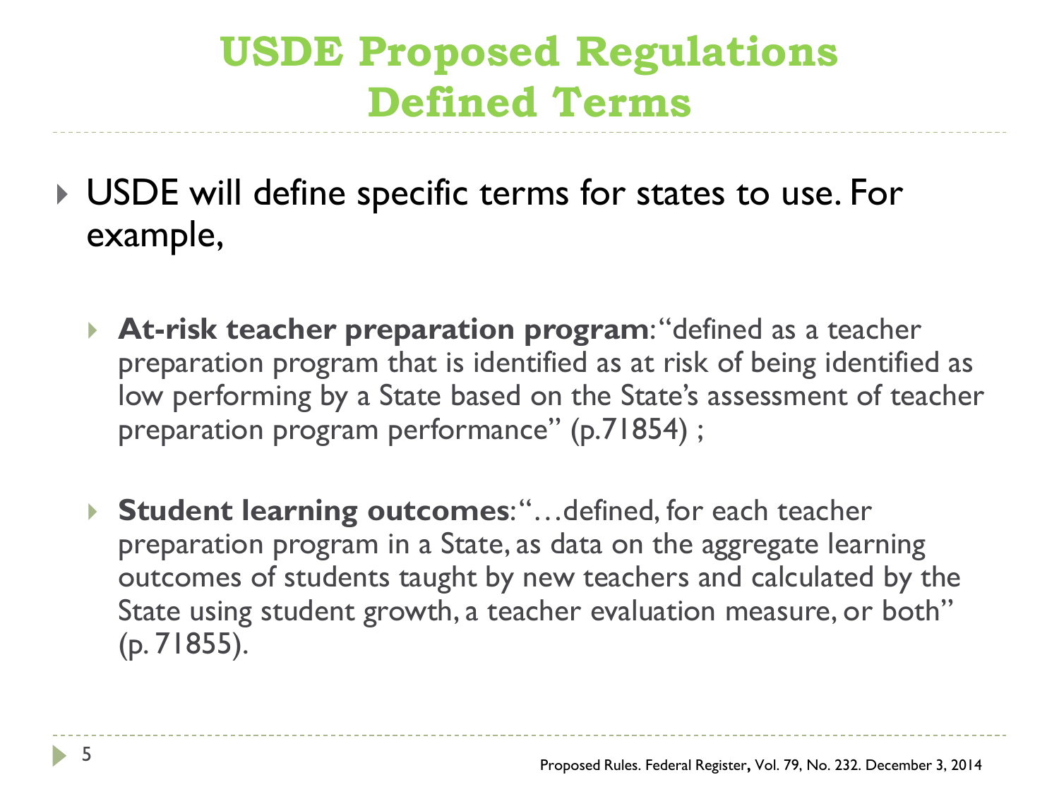# USDE Proposed Regulations Defined Terms

- USDE will define specific terms for states to use. For example,
  - **At-risk teacher preparation program**: "defined as a teacher preparation program that is identified as at risk of being identified as low performing by a State based on the State's assessment of teacher preparation program performance" (p.71854) ;
  - **Student learning outcomes**: "…defined, for each teacher preparation program in a State, as data on the aggregate learning outcomes of students taught by new teachers and calculated by the State using student growth, a teacher evaluation measure, or both" (p. 71855).

Proposed Rules. Federal Register, Vol. 79, No. 232. December 3, 2014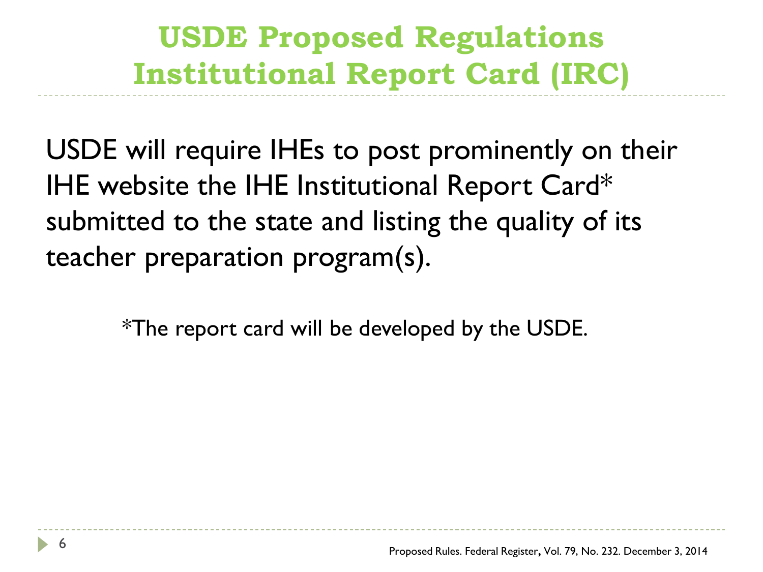# USDE Proposed Regulations Institutional Report Card (IRC)

USDE will require IHEs to post prominently on their IHE website the IHE Institutional Report Card* submitted to the state and listing the quality of its teacher preparation program(s).

*The report card will be developed by the USDE.

Proposed Rules. Federal Register, Vol. 79, No. 232. December 3, 2014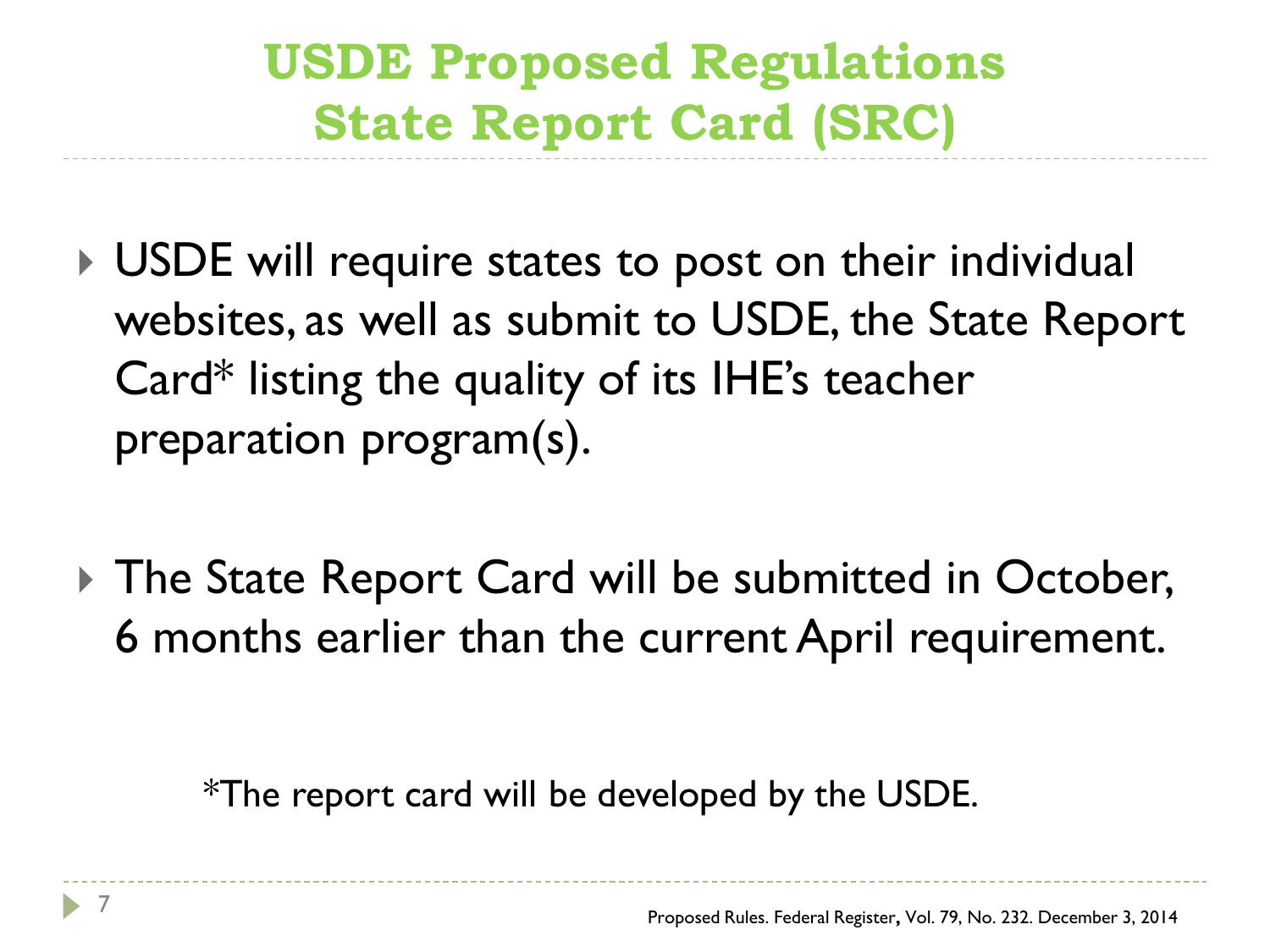# USDE Proposed Regulations State Report Card (SRC)

- USDE will require states to post on their individual websites, as well as submit to USDE, the State Report Card* listing the quality of its IHE's teacher preparation program(s).

- The State Report Card will be submitted in October, 6 months earlier than the current April requirement.

*The report card will be developed by the USDE.

Proposed Rules. Federal Register, Vol. 79, No. 232. December 3, 2014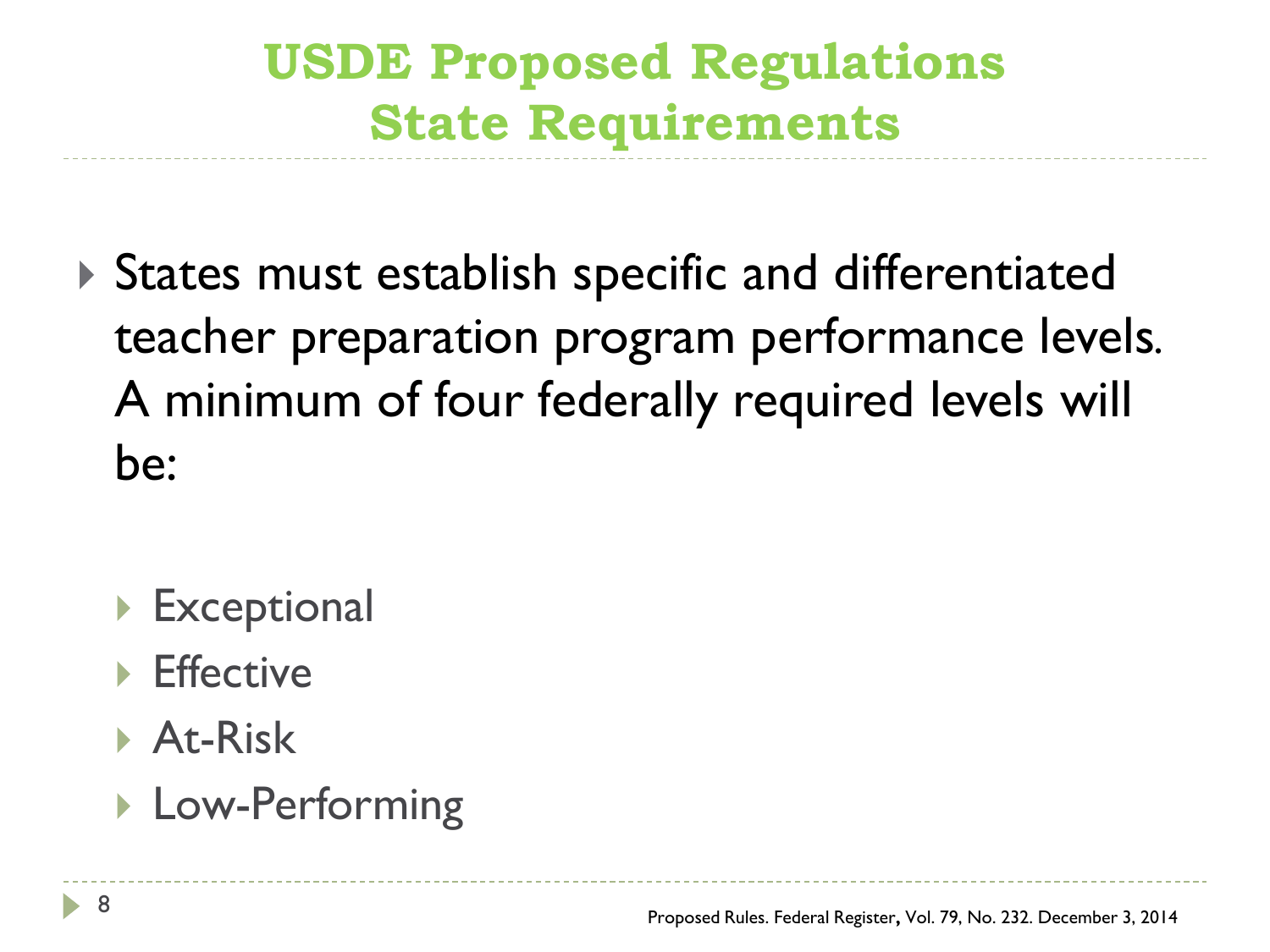# USDE Proposed Regulations
# State Requirements

- States must establish specific and differentiated teacher preparation program performance levels. A minimum of four federally required levels will be:
  - Exceptional
  - Effective
  - At-Risk
  - Low-Performing

Proposed Rules. Federal Register, Vol. 79, No. 232. December 3, 2014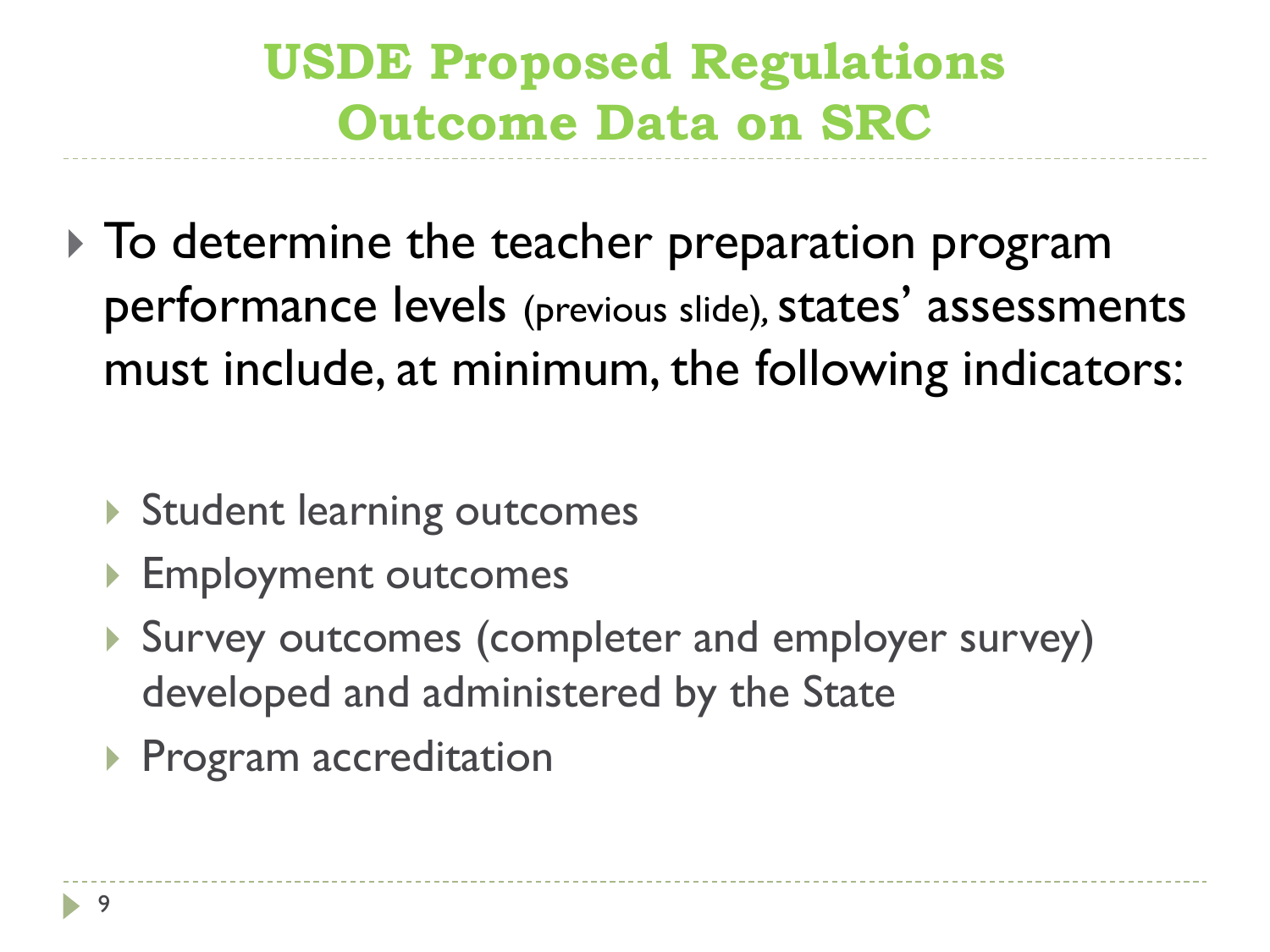# USDE Proposed Regulations
# Outcome Data on SRC

- To determine the teacher preparation program performance levels (previous slide), states' assessments must include, at minimum, the following indicators:
  - Student learning outcomes
  - Employment outcomes
  - Survey outcomes (completer and employer survey) developed and administered by the State
  - Program accreditation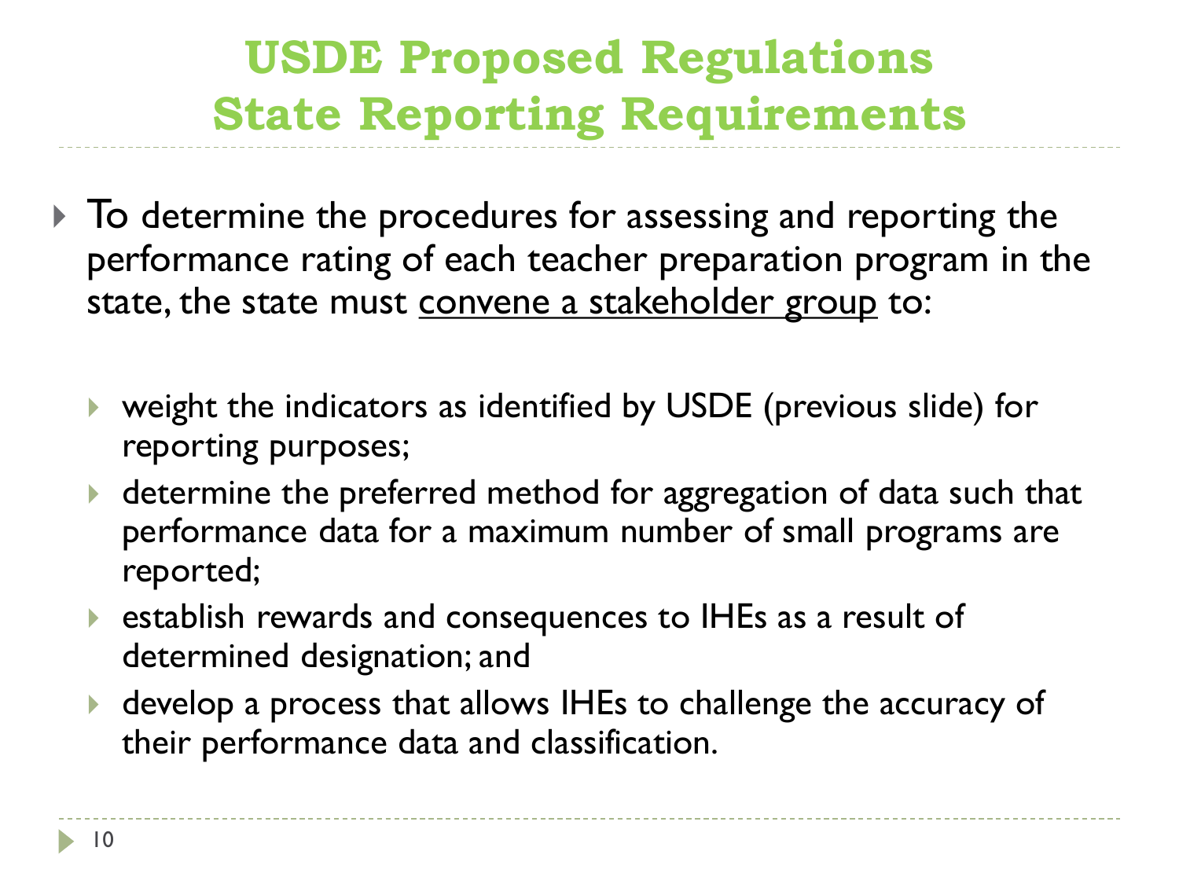# USDE Proposed Regulations
# State Reporting Requirements

- To determine the procedures for assessing and reporting the performance rating of each teacher preparation program in the state, the state must <u>convene a stakeholder group</u> to:
  - weight the indicators as identified by USDE (previous slide) for reporting purposes;
  - determine the preferred method for aggregation of data such that performance data for a maximum number of small programs are reported;
  - establish rewards and consequences to IHEs as a result of determined designation; and
  - develop a process that allows IHEs to challenge the accuracy of their performance data and classification.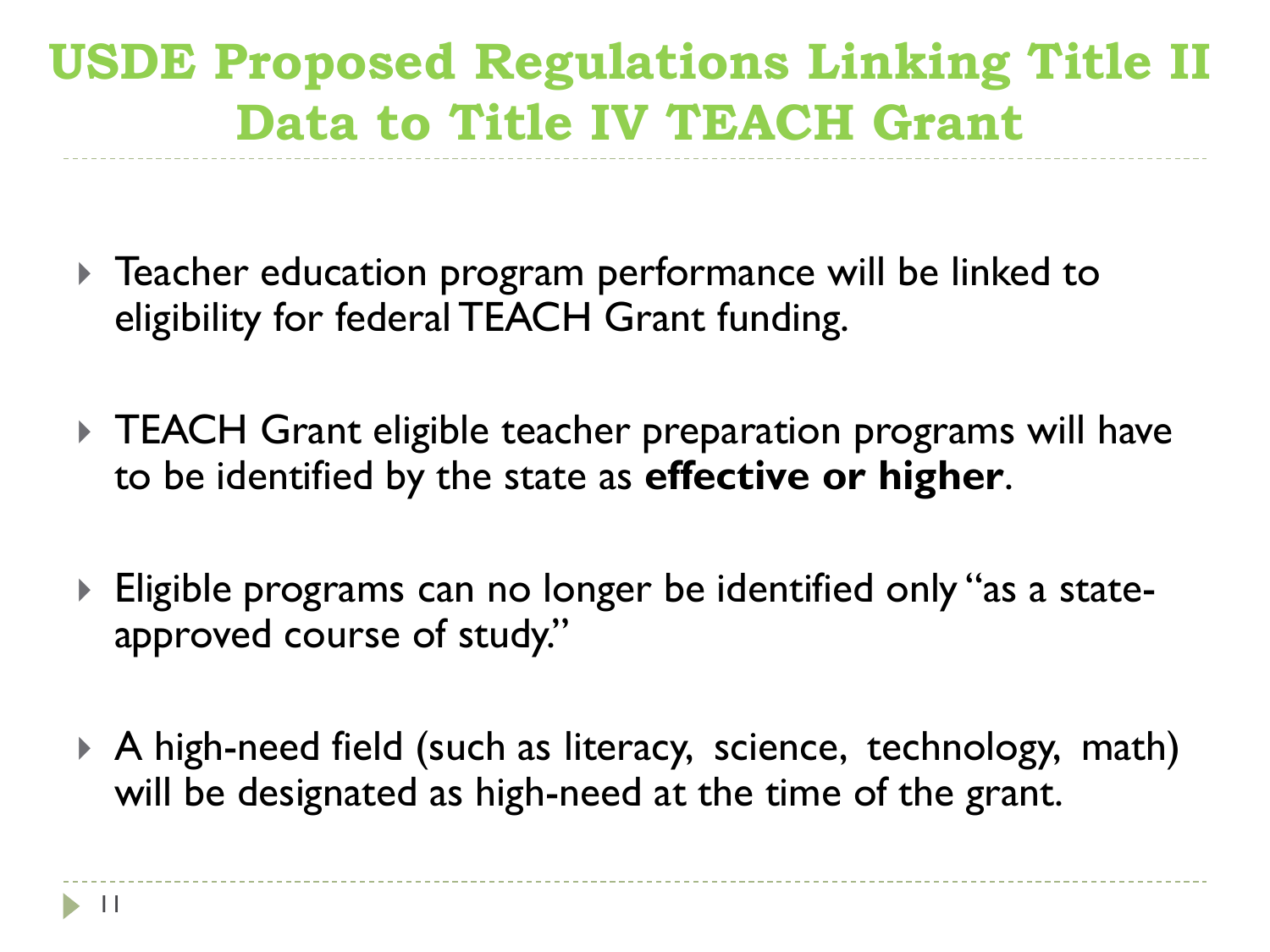# USDE Proposed Regulations Linking Title II Data to Title IV TEACH Grant

- Teacher education program performance will be linked to eligibility for federal TEACH Grant funding.
- TEACH Grant eligible teacher preparation programs will have to be identified by the state as **effective or higher**.
- Eligible programs can no longer be identified only "as a state-approved course of study."
- A high-need field (such as literacy, science, technology, math) will be designated as high-need at the time of the grant.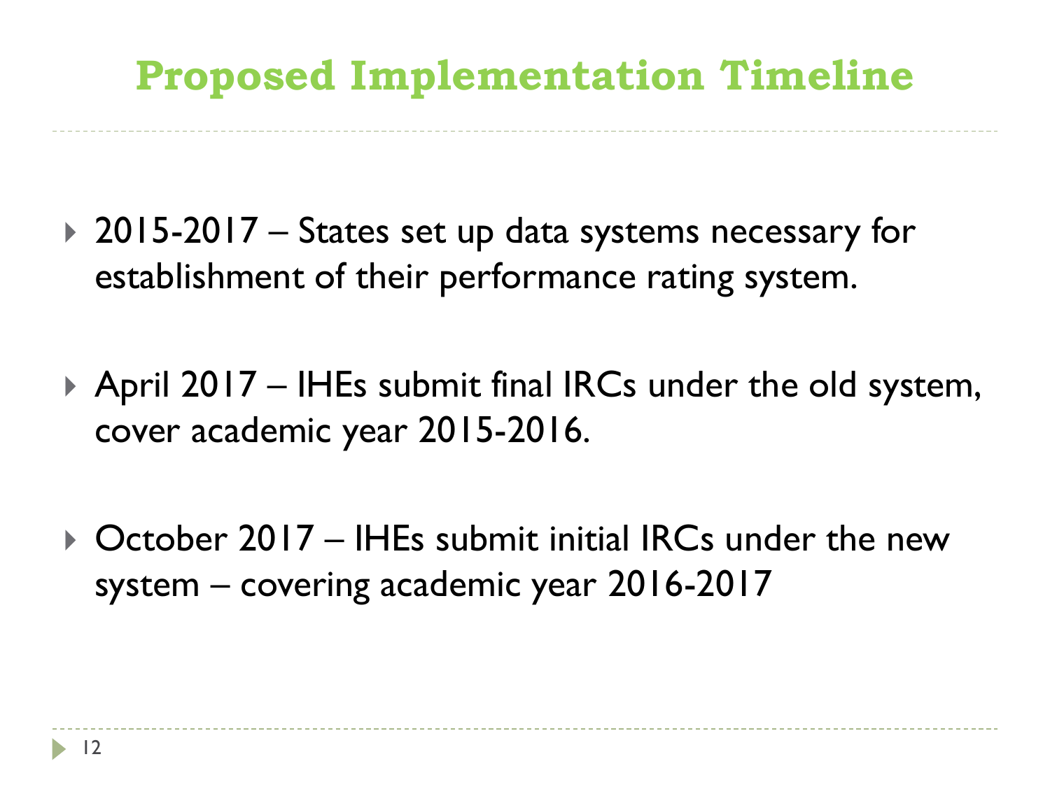# Proposed Implementation Timeline

- 2015-2017 – States set up data systems necessary for establishment of their performance rating system.
- April 2017 – IHEs submit final IRCs under the old system, cover academic year 2015-2016.
- October 2017 – IHEs submit initial IRCs under the new system – covering academic year 2016-2017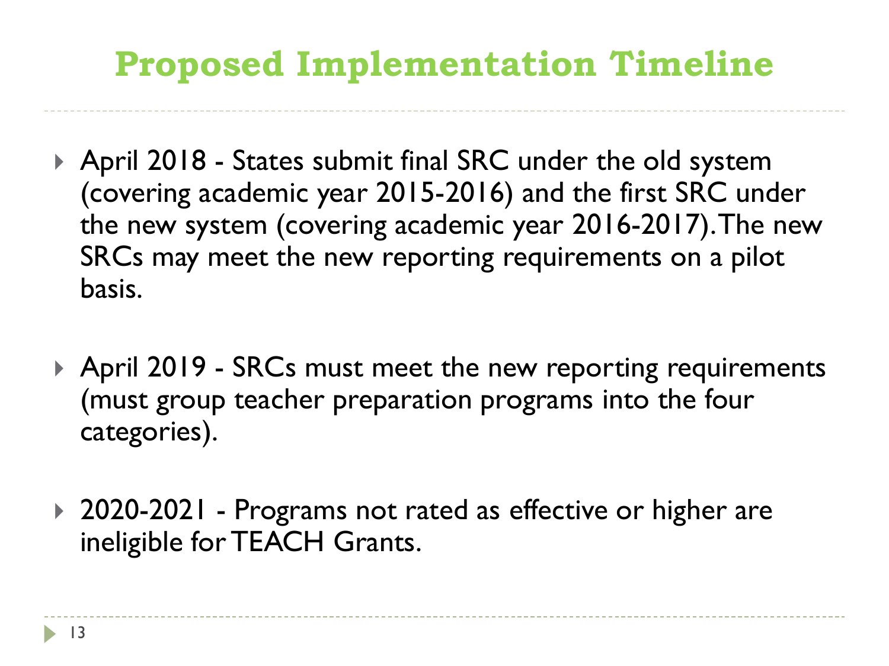# Proposed Implementation Timeline

- April 2018 - States submit final SRC under the old system (covering academic year 2015-2016) and the first SRC under the new system (covering academic year 2016-2017). The new SRCs may meet the new reporting requirements on a pilot basis.

- April 2019 - SRCs must meet the new reporting requirements (must group teacher preparation programs into the four categories).

- 2020-2021 - Programs not rated as effective or higher are ineligible for TEACH Grants.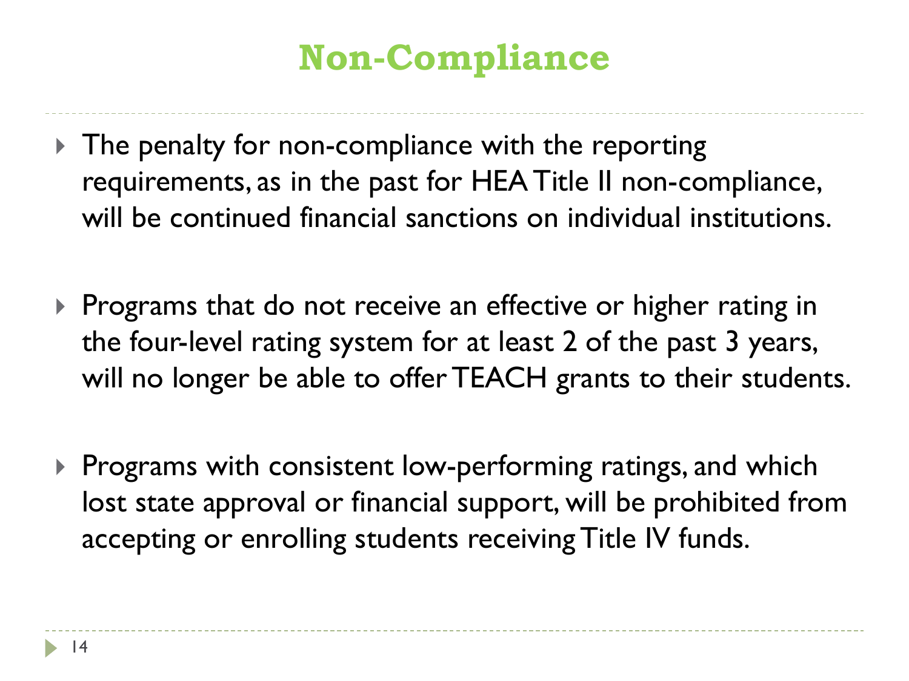# Non-Compliance

- The penalty for non-compliance with the reporting requirements, as in the past for HEA Title II non-compliance, will be continued financial sanctions on individual institutions.
- Programs that do not receive an effective or higher rating in the four-level rating system for at least 2 of the past 3 years, will no longer be able to offer TEACH grants to their students.
- Programs with consistent low-performing ratings, and which lost state approval or financial support, will be prohibited from accepting or enrolling students receiving Title IV funds.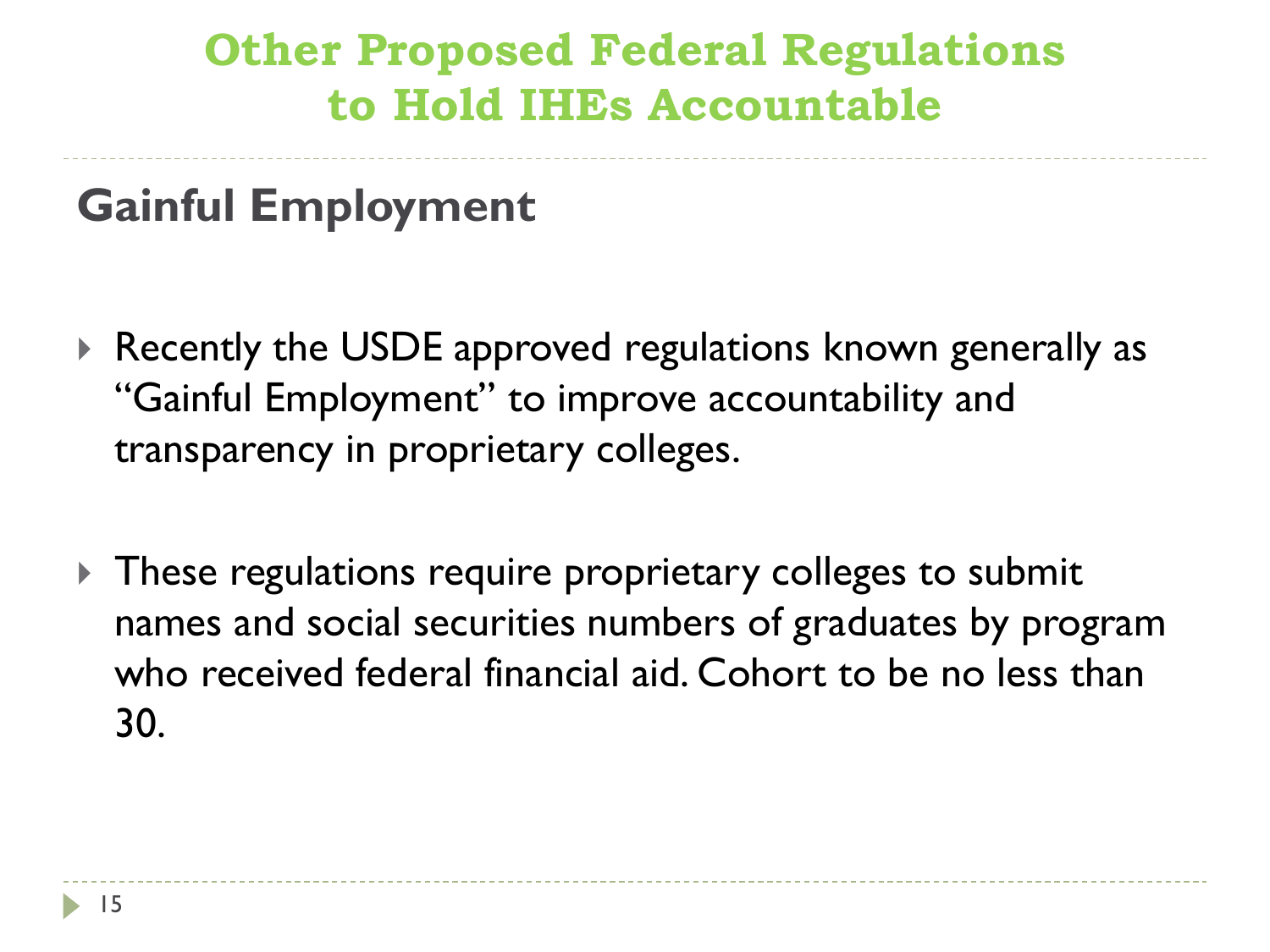# Other Proposed Federal Regulations to Hold IHEs Accountable

## Gainful Employment

- Recently the USDE approved regulations known generally as "Gainful Employment" to improve accountability and transparency in proprietary colleges.

- These regulations require proprietary colleges to submit names and social securities numbers of graduates by program who received federal financial aid. Cohort to be no less than 30.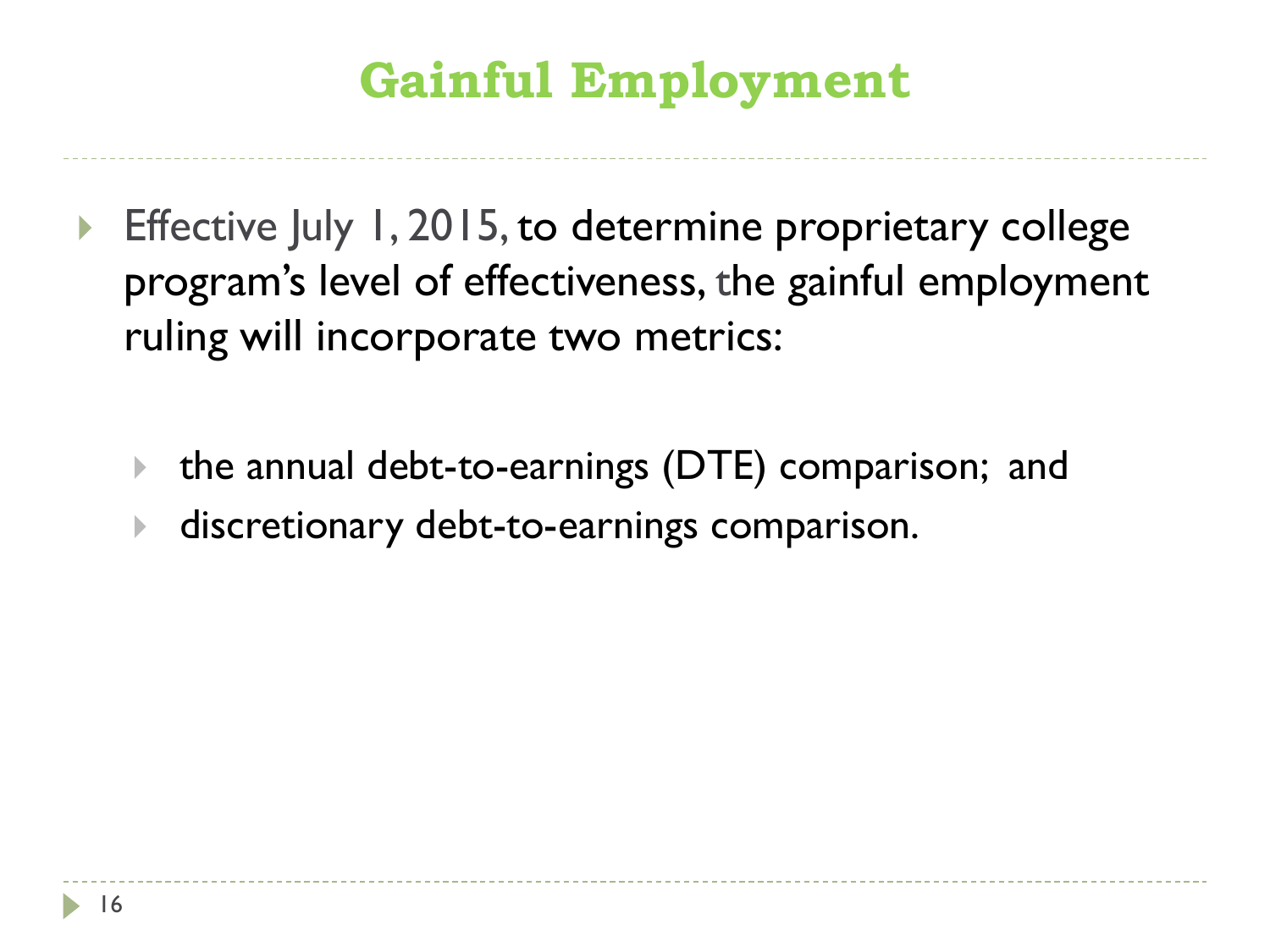# Gainful Employment

- Effective July 1, 2015, to determine proprietary college program's level of effectiveness, the gainful employment ruling will incorporate two metrics:

  - the annual debt-to-earnings (DTE) comparison; and
  - discretionary debt-to-earnings comparison.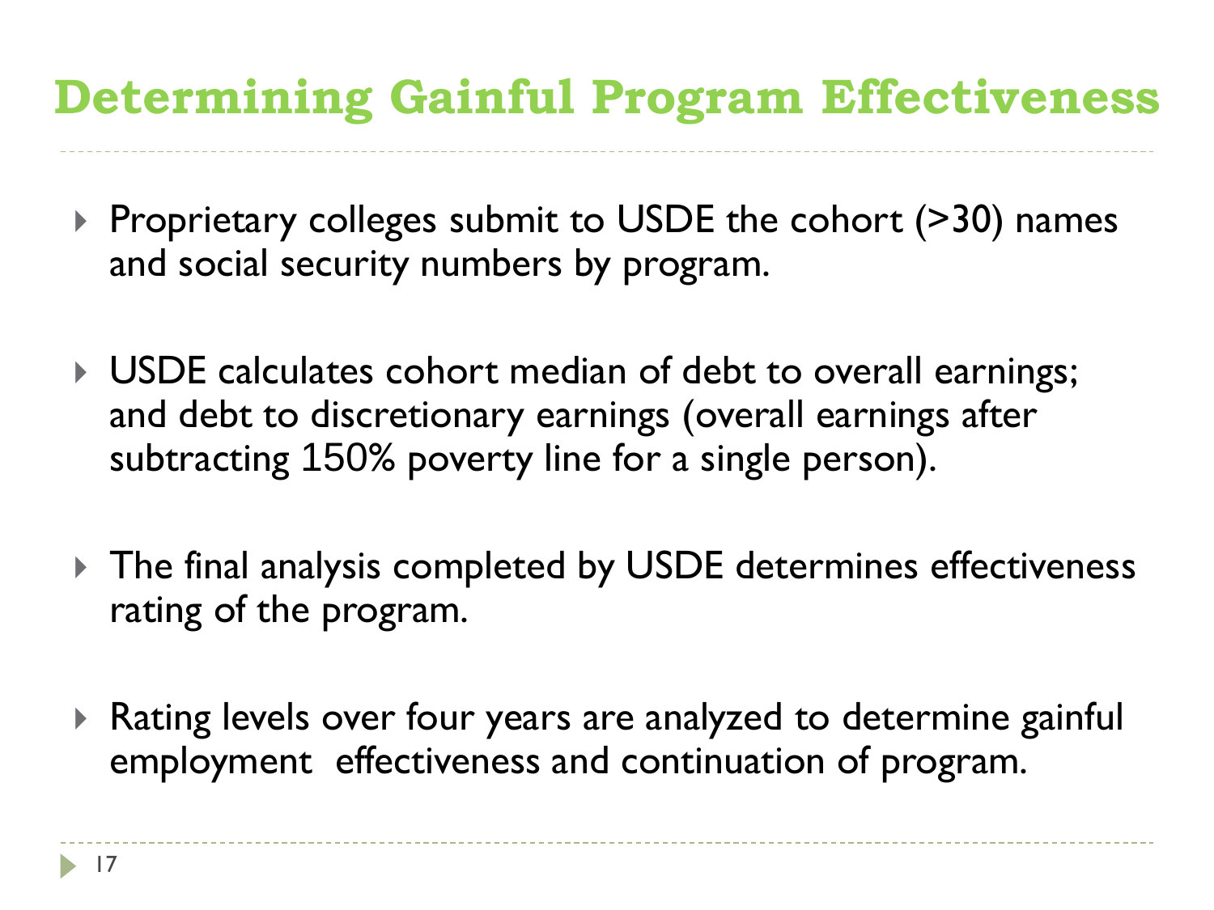# Determining Gainful Program Effectiveness

- Proprietary colleges submit to USDE the cohort (>30) names and social security numbers by program.
- USDE calculates cohort median of debt to overall earnings; and debt to discretionary earnings (overall earnings after subtracting 150% poverty line for a single person).
- The final analysis completed by USDE determines effectiveness rating of the program.
- Rating levels over four years are analyzed to determine gainful employment effectiveness and continuation of program.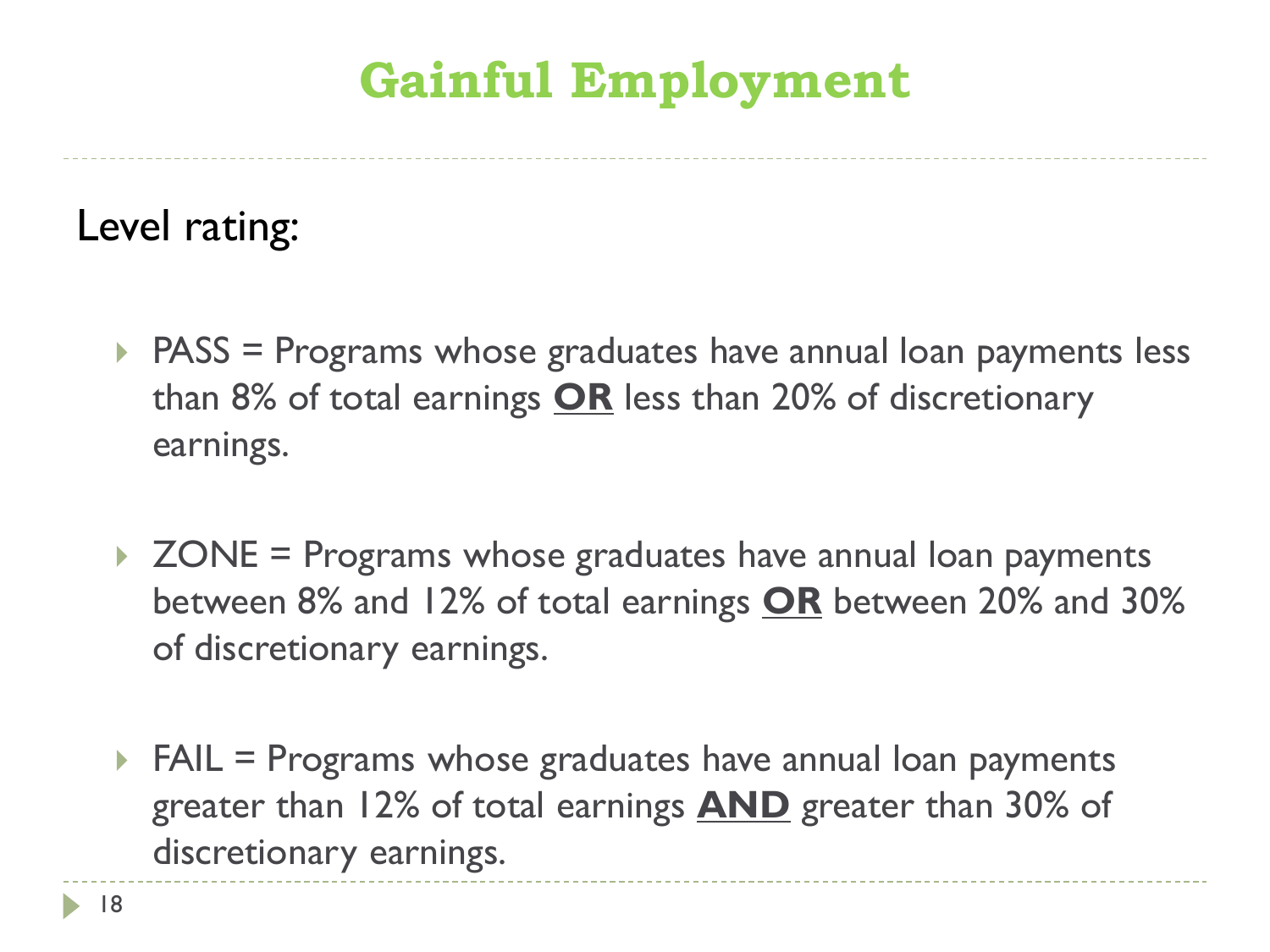# Gainful Employment

Level rating:

- PASS = Programs whose graduates have annual loan payments less than 8% of total earnings **OR** less than 20% of discretionary earnings.
- ZONE = Programs whose graduates have annual loan payments between 8% and 12% of total earnings **OR** between 20% and 30% of discretionary earnings.
- FAIL = Programs whose graduates have annual loan payments greater than 12% of total earnings **AND** greater than 30% of discretionary earnings.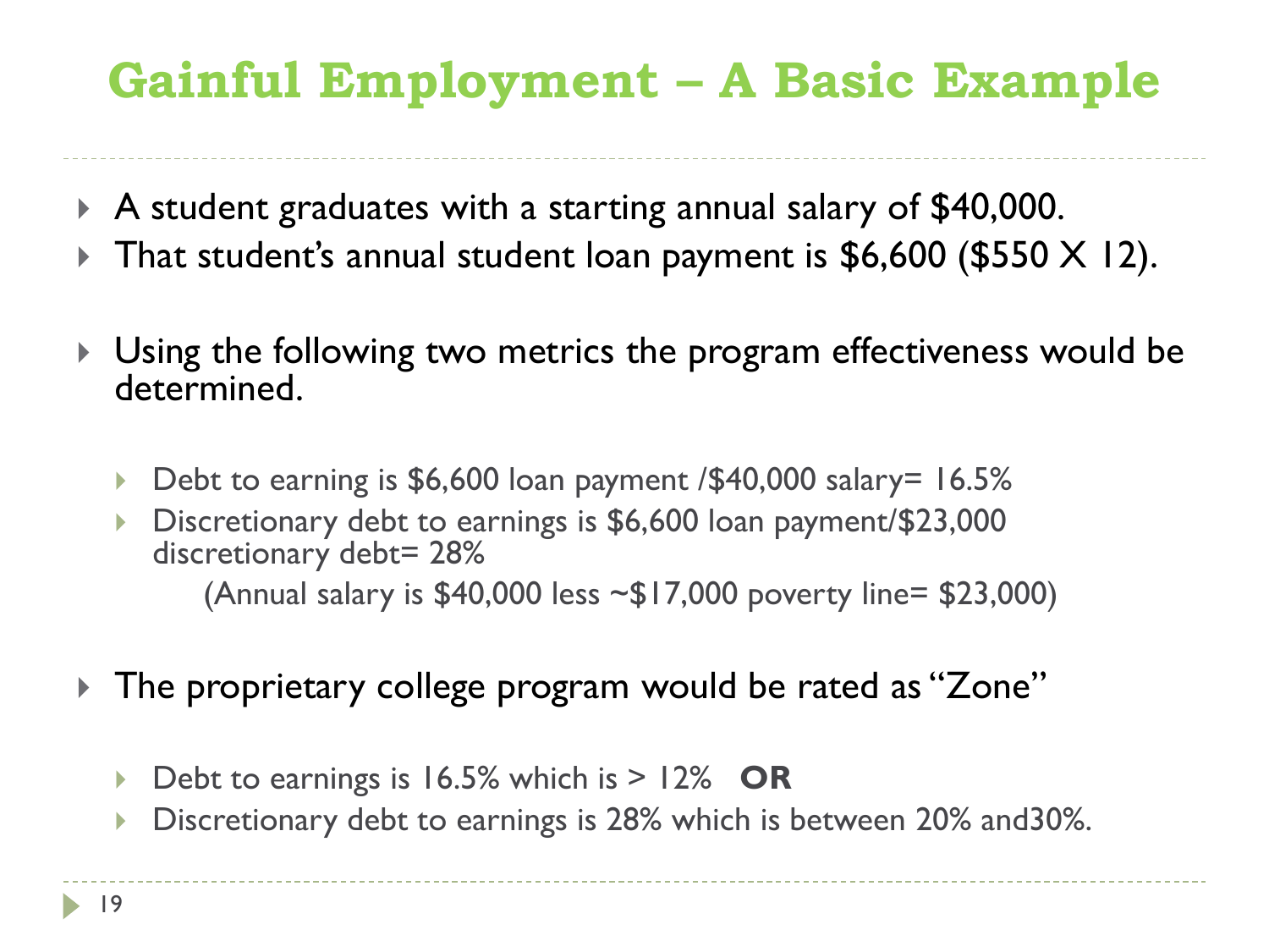# Gainful Employment – A Basic Example

- A student graduates with a starting annual salary of $40,000.
- That student's annual student loan payment is $6,600 ($550 X 12).

- Using the following two metrics the program effectiveness would be determined.

  - Debt to earning is $6,600 loan payment /$40,000 salary= 16.5%
  - Discretionary debt to earnings is $6,600 loan payment/$23,000 discretionary debt= 28%

    (Annual salary is $40,000 less ~$17,000 poverty line= $23,000)

- The proprietary college program would be rated as "Zone"

  - Debt to earnings is 16.5% which is > 12% **OR**
  - Discretionary debt to earnings is 28% which is between 20% and30%.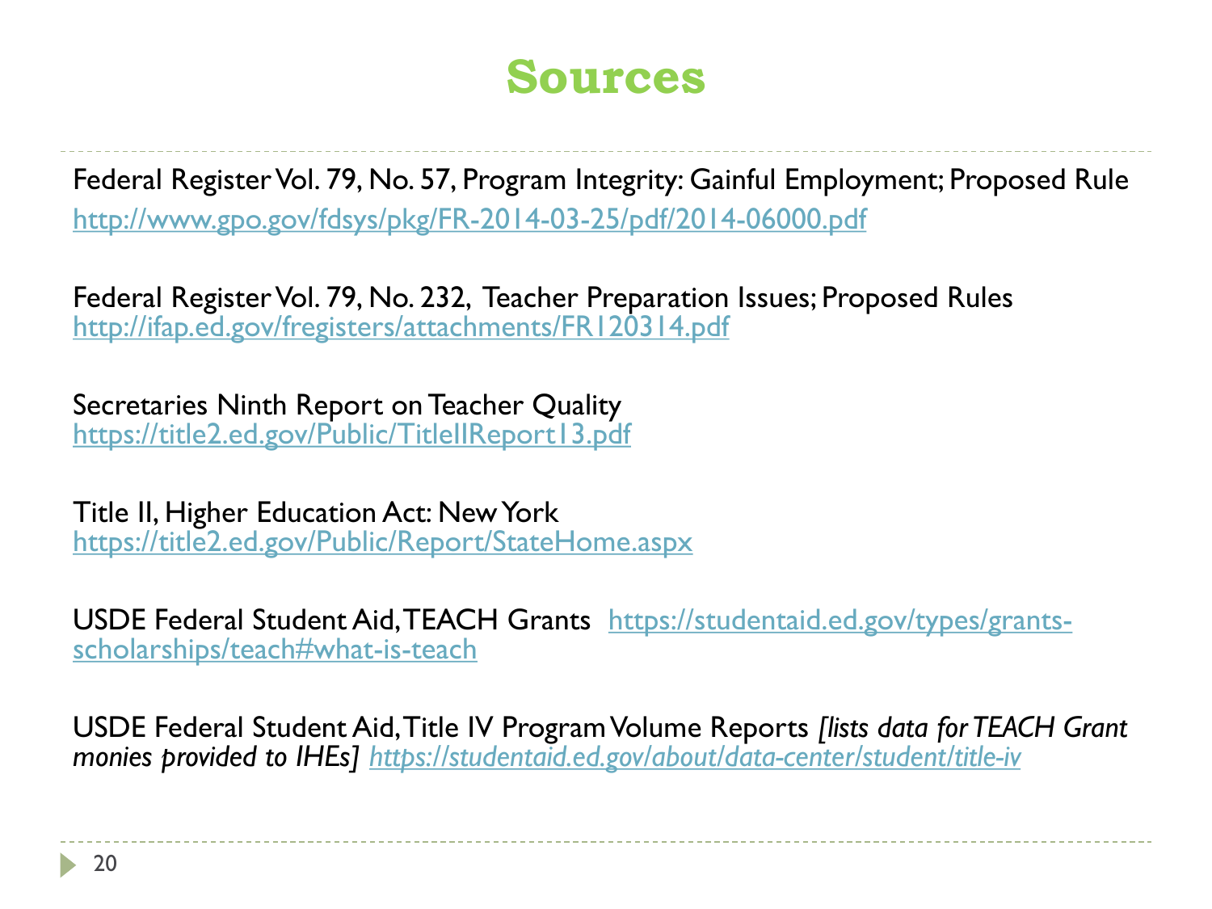# Sources

Federal Register Vol. 79, No. 57, Program Integrity: Gainful Employment; Proposed Rule
http://www.gpo.gov/fdsys/pkg/FR-2014-03-25/pdf/2014-06000.pdf

Federal Register Vol. 79, No. 232, Teacher Preparation Issues; Proposed Rules
http://ifap.ed.gov/fregisters/attachments/FR120314.pdf

Secretaries Ninth Report on Teacher Quality
https://title2.ed.gov/Public/TitleIIReport13.pdf

Title II, Higher Education Act: New York
https://title2.ed.gov/Public/Report/StateHome.aspx

USDE Federal Student Aid, TEACH Grants https://studentaid.ed.gov/types/grants-scholarships/teach#what-is-teach

USDE Federal Student Aid, Title IV Program Volume Reports *[lists data for TEACH Grant monies provided to IHEs] https://studentaid.ed.gov/about/data-center/student/title-iv*